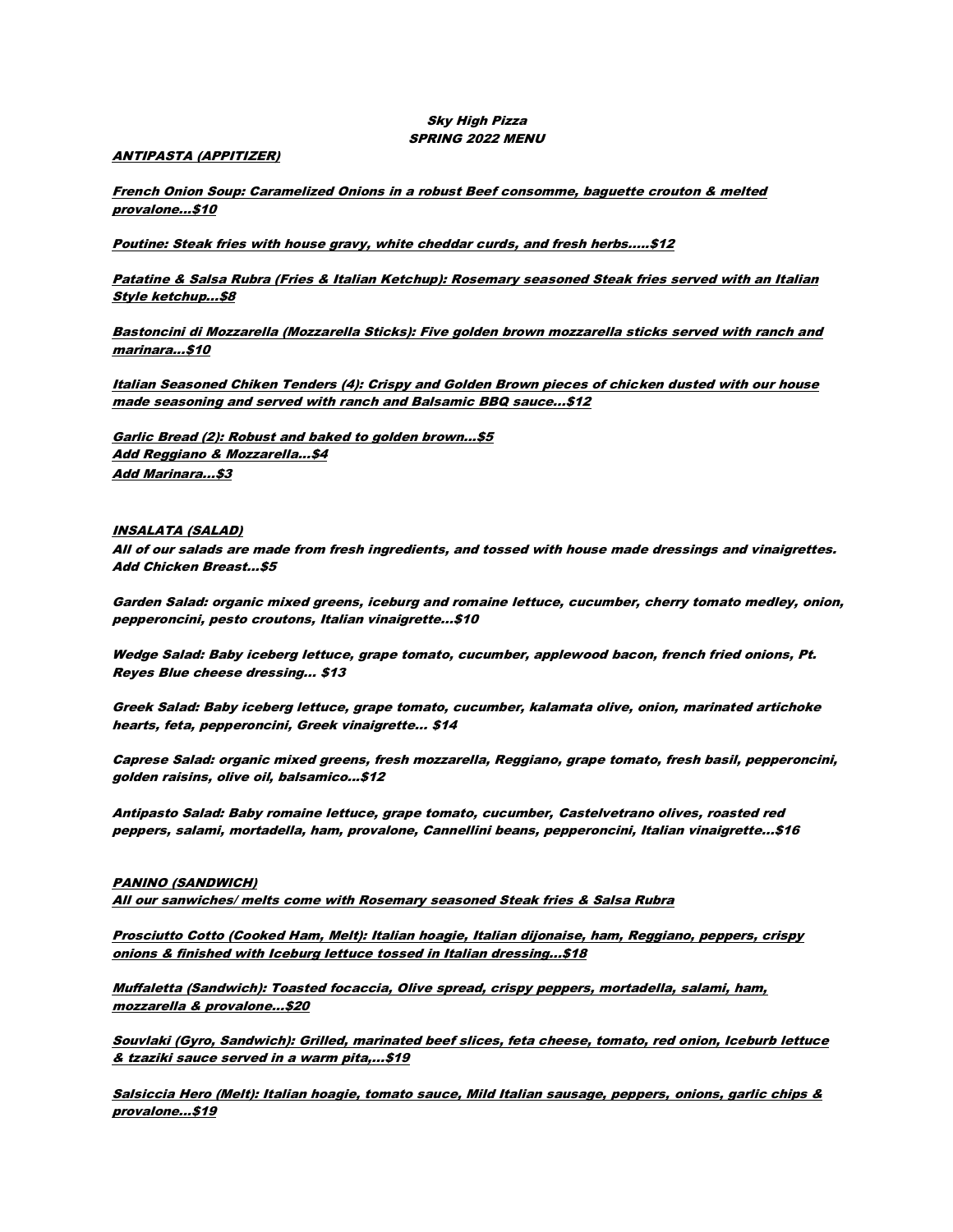# *Sky High Pizza*
## *SPRING 2022 MENU*

### ***ANTIPASTA (APPITIZER)***

***French Onion Soup: Caramelized Onions in a robust Beef consomme, baguette crouton & melted provalone…$10***

***Poutine: Steak fries with house gravy, white cheddar curds, and fresh herbs…..$12***

***Patatine & Salsa Rubra (Fries & Italian Ketchup): Rosemary seasoned Steak fries served with an Italian Style ketchup…$8***

***Bastoncini di Mozzarella (Mozzarella Sticks): Five golden brown mozzarella sticks served with ranch and marinara…$10***

***Italian Seasoned Chiken Tenders (4): Crispy and Golden Brown pieces of chicken dusted with our house made seasoning and served with ranch and Balsamic BBQ sauce…$12***

***Garlic Bread (2): Robust and baked to golden brown…$5***
***Add Reggiano & Mozzarella…$4***
***Add Marinara…$3***

### ***INSALATA (SALAD)***

***All of our salads are made from fresh ingredients, and tossed with house made dressings and vinaigrettes. Add Chicken Breast…$5***

***Garden Salad: organic mixed greens, iceburg and romaine lettuce, cucumber, cherry tomato medley, onion, pepperoncini, pesto croutons, Italian vinaigrette…$10***

***Wedge Salad: Baby iceberg lettuce, grape tomato, cucumber, applewood bacon, french fried onions, Pt. Reyes Blue cheese dressing… $13***

***Greek Salad: Baby iceberg lettuce, grape tomato, cucumber, kalamata olive, onion, marinated artichoke hearts, feta, pepperoncini, Greek vinaigrette… $14***

***Caprese Salad: organic mixed greens, fresh mozzarella, Reggiano, grape tomato, fresh basil, pepperoncini, golden raisins, olive oil, balsamico…$12***

***Antipasto Salad: Baby romaine lettuce, grape tomato, cucumber, Castelvetrano olives, roasted red peppers, salami, mortadella, ham, provalone, Cannellini beans, pepperoncini, Italian vinaigrette…$16***

### ***PANINO (SANDWICH)***

***All our sanwiches/ melts come with Rosemary seasoned Steak fries & Salsa Rubra***

***Prosciutto Cotto (Cooked Ham, Melt): Italian hoagie, Italian dijonaise, ham, Reggiano, peppers, crispy onions & finished with Iceburg lettuce tossed in Italian dressing…$18***

***Muffaletta (Sandwich): Toasted focaccia, Olive spread, crispy peppers, mortadella, salami, ham, mozzarella & provalone…$20***

***Souvlaki (Gyro, Sandwich): Grilled, marinated beef slices, feta cheese, tomato, red onion, Iceburb lettuce & tzaziki sauce served in a warm pita,…$19***

***Salsiccia Hero (Melt): Italian hoagie, tomato sauce, Mild Italian sausage, peppers, onions, garlic chips & provalone…$19***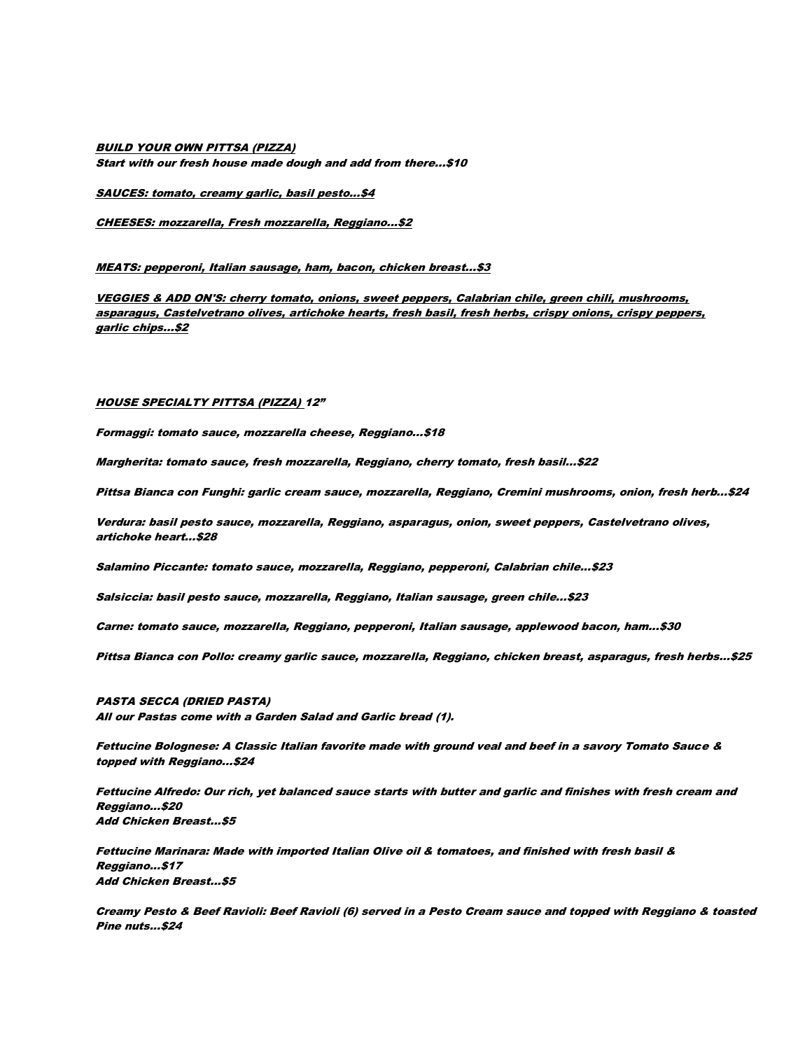***BUILD YOUR OWN PITTSA (PIZZA)***
***Start with our fresh house made dough and add from there…$10***

***SAUCES: tomato, creamy garlic, basil pesto…$4***

***CHEESES: mozzarella, Fresh mozzarella, Reggiano…$2***

***MEATS: pepperoni, Italian sausage, ham, bacon, chicken breast…$3***

***VEGGIES & ADD ON'S: cherry tomato, onions, sweet peppers, Calabrian chile, green chili, mushrooms, asparagus, Castelvetrano olives, artichoke hearts, fresh basil, fresh herbs, crispy onions, crispy peppers, garlic chips…$2***

***HOUSE SPECIALTY PITTSA (PIZZA) 12"***

***Formaggi: tomato sauce, mozzarella cheese, Reggiano…$18***

***Margherita: tomato sauce, fresh mozzarella, Reggiano, cherry tomato, fresh basil…$22***

***Pittsa Bianca con Funghi: garlic cream sauce, mozzarella, Reggiano, Cremini mushrooms, onion, fresh herb…$24***

***Verdura: basil pesto sauce, mozzarella, Reggiano, asparagus, onion, sweet peppers, Castelvetrano olives, artichoke heart…$28***

***Salamino Piccante: tomato sauce, mozzarella, Reggiano, pepperoni, Calabrian chile…$23***

***Salsiccia: basil pesto sauce, mozzarella, Reggiano, Italian sausage, green chile…$23***

***Carne: tomato sauce, mozzarella, Reggiano, pepperoni, Italian sausage, applewood bacon, ham…$30***

***Pittsa Bianca con Pollo: creamy garlic sauce, mozzarella, Reggiano, chicken breast, asparagus, fresh herbs…$25***

***PASTA SECCA (DRIED PASTA)***
***All our Pastas come with a Garden Salad and Garlic bread (1).***

***Fettucine Bolognese: A Classic Italian favorite made with ground veal and beef in a savory Tomato Sauce & topped with Reggiano…$24***

***Fettucine Alfredo: Our rich, yet balanced sauce starts with butter and garlic and finishes with fresh cream and Reggiano…$20***
***Add Chicken Breast…$5***

***Fettucine Marinara: Made with imported Italian Olive oil & tomatoes, and finished with fresh basil & Reggiano…$17***
***Add Chicken Breast…$5***

***Creamy Pesto & Beef Ravioli: Beef Ravioli (6) served in a Pesto Cream sauce and topped with Reggiano & toasted Pine nuts…$24***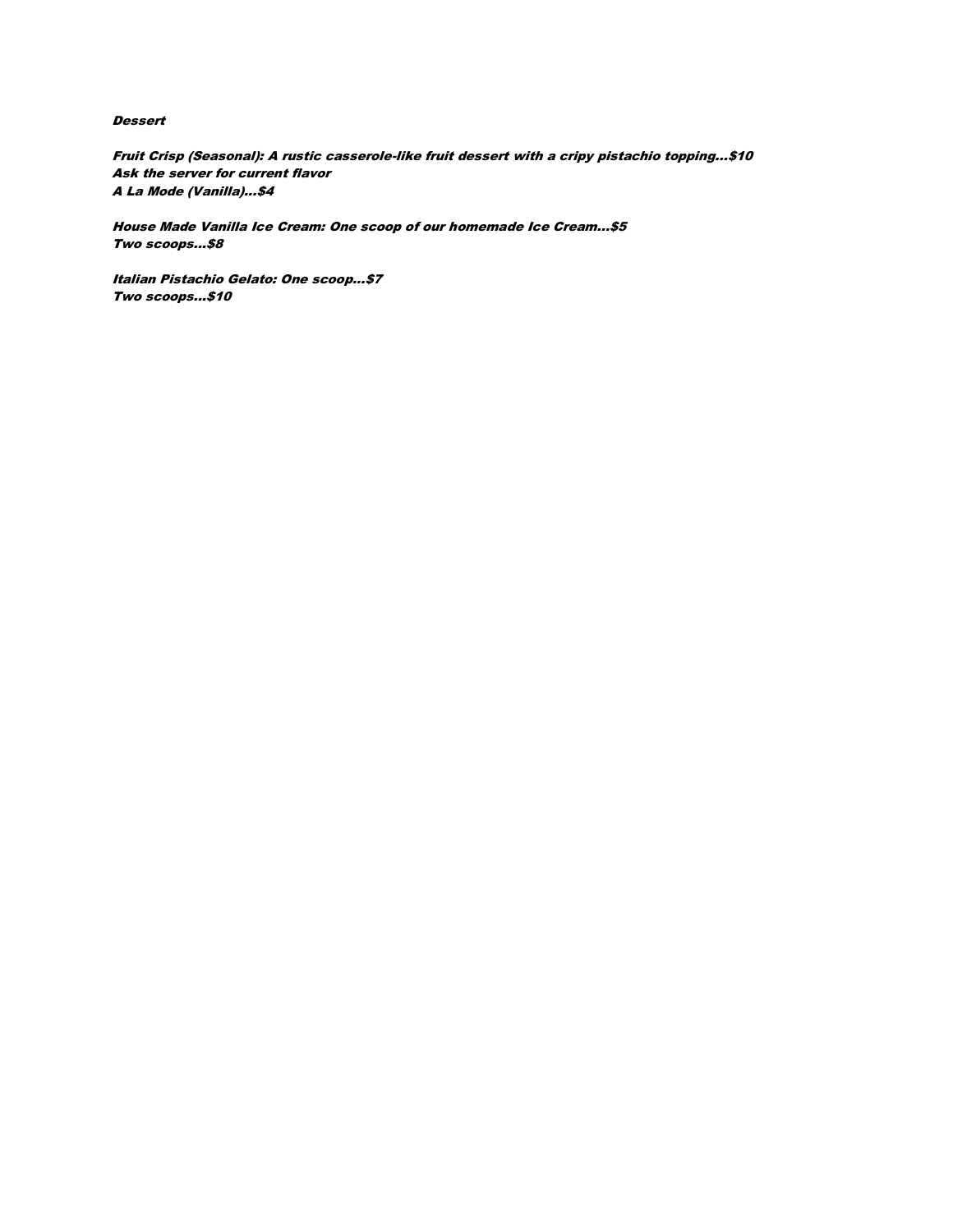*Dessert*

*Fruit Crisp (Seasonal): A rustic casserole-like fruit dessert with a cripy pistachio topping…$10*
*Ask the server for current flavor*
*A La Mode (Vanilla)…$4*

*House Made Vanilla Ice Cream: One scoop of our homemade Ice Cream…$5*
*Two scoops…$8*

*Italian Pistachio Gelato: One scoop…$7*
*Two scoops…$10*